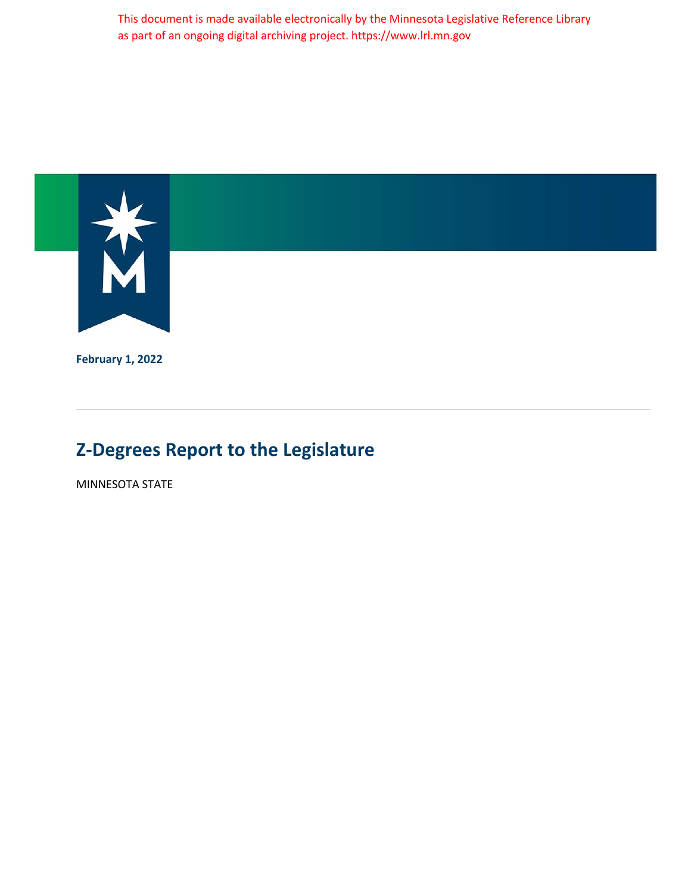This document is made available electronically by the Minnesota Legislative Reference Library as part of an ongoing digital archiving project. https://www.lrl.mn.gov

**February 1, 2022**

---

# Z-Degrees Report to the Legislature

MINNESOTA STATE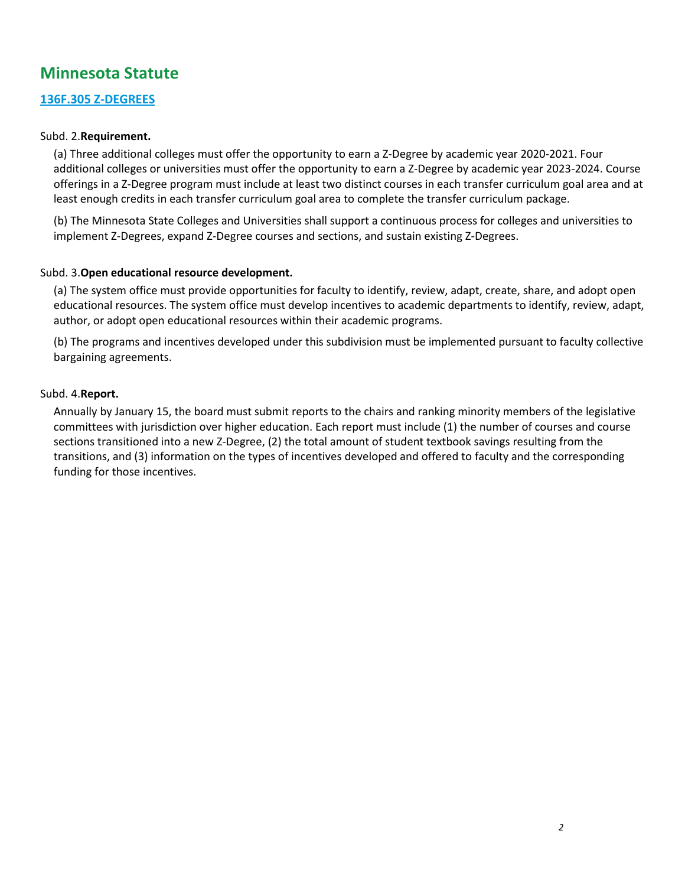## Minnesota Statute

### 136F.305 Z-DEGREES

Subd. 2.**Requirement.**

(a) Three additional colleges must offer the opportunity to earn a Z-Degree by academic year 2020-2021. Four additional colleges or universities must offer the opportunity to earn a Z-Degree by academic year 2023-2024. Course offerings in a Z-Degree program must include at least two distinct courses in each transfer curriculum goal area and at least enough credits in each transfer curriculum goal area to complete the transfer curriculum package.

(b) The Minnesota State Colleges and Universities shall support a continuous process for colleges and universities to implement Z-Degrees, expand Z-Degree courses and sections, and sustain existing Z-Degrees.

Subd. 3.**Open educational resource development.**

(a) The system office must provide opportunities for faculty to identify, review, adapt, create, share, and adopt open educational resources. The system office must develop incentives to academic departments to identify, review, adapt, author, or adopt open educational resources within their academic programs.

(b) The programs and incentives developed under this subdivision must be implemented pursuant to faculty collective bargaining agreements.

Subd. 4.**Report.**

Annually by January 15, the board must submit reports to the chairs and ranking minority members of the legislative committees with jurisdiction over higher education. Each report must include (1) the number of courses and course sections transitioned into a new Z-Degree, (2) the total amount of student textbook savings resulting from the transitions, and (3) information on the types of incentives developed and offered to faculty and the corresponding funding for those incentives.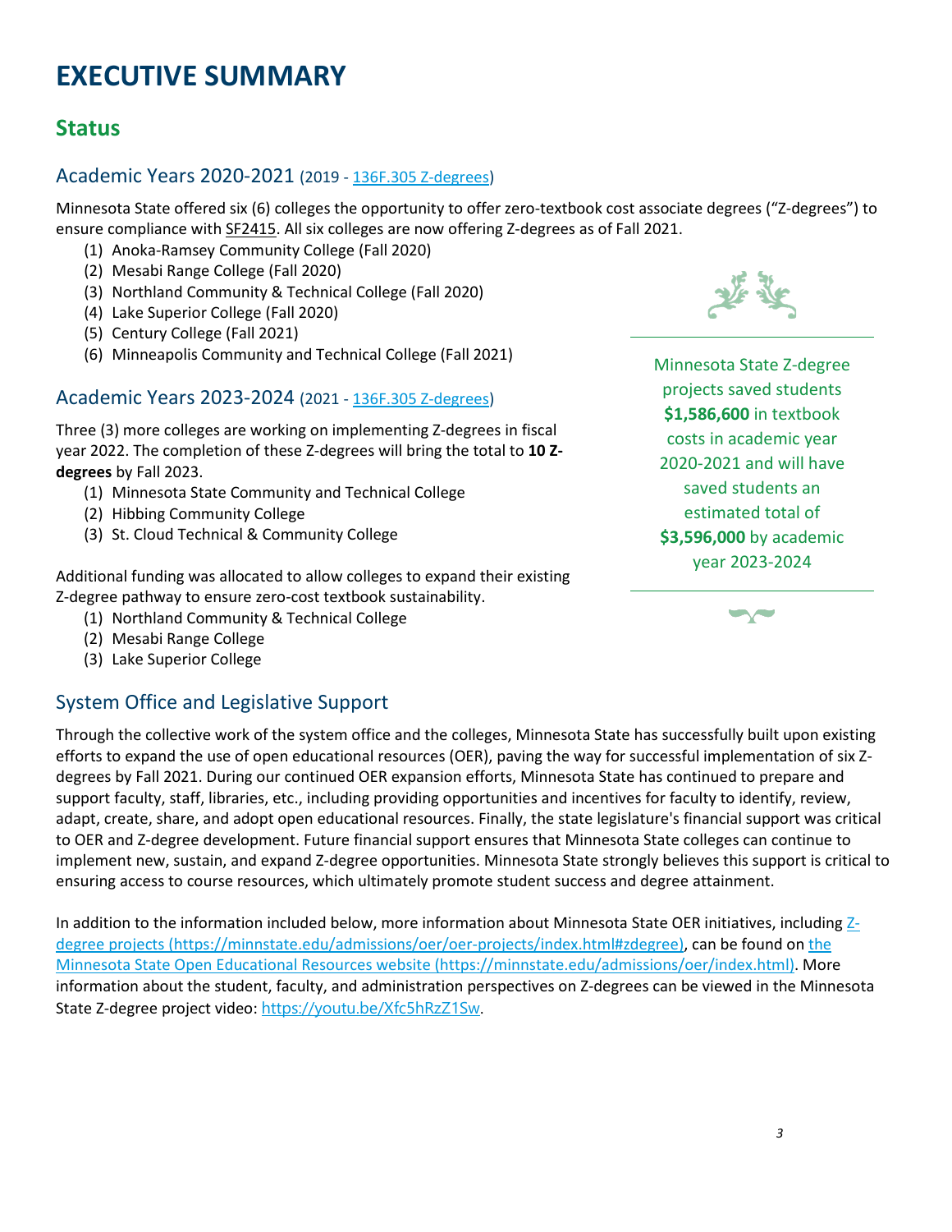# EXECUTIVE SUMMARY

## Status

### Academic Years 2020-2021 (2019 - 136F.305 Z-degrees)

Minnesota State offered six (6) colleges the opportunity to offer zero-textbook cost associate degrees ("Z-degrees") to ensure compliance with SF2415. All six colleges are now offering Z-degrees as of Fall 2021.

1. Anoka-Ramsey Community College (Fall 2020)
2. Mesabi Range College (Fall 2020)
3. Northland Community & Technical College (Fall 2020)
4. Lake Superior College (Fall 2020)
5. Century College (Fall 2021)
6. Minneapolis Community and Technical College (Fall 2021)

### Academic Years 2023-2024 (2021 - 136F.305 Z-degrees)

Three (3) more colleges are working on implementing Z-degrees in fiscal year 2022. The completion of these Z-degrees will bring the total to **10 Z-degrees** by Fall 2023.

1. Minnesota State Community and Technical College
2. Hibbing Community College
3. St. Cloud Technical & Community College

Additional funding was allocated to allow colleges to expand their existing Z-degree pathway to ensure zero-cost textbook sustainability.

1. Northland Community & Technical College
2. Mesabi Range College
3. Lake Superior College

Minnesota State Z-degree projects saved students **$1,586,600** in textbook costs in academic year 2020-2021 and will have saved students an estimated total of **$3,596,000** by academic year 2023-2024

### System Office and Legislative Support

Through the collective work of the system office and the colleges, Minnesota State has successfully built upon existing efforts to expand the use of open educational resources (OER), paving the way for successful implementation of six Z-degrees by Fall 2021. During our continued OER expansion efforts, Minnesota State has continued to prepare and support faculty, staff, libraries, etc., including providing opportunities and incentives for faculty to identify, review, adapt, create, share, and adopt open educational resources. Finally, the state legislature's financial support was critical to OER and Z-degree development. Future financial support ensures that Minnesota State colleges can continue to implement new, sustain, and expand Z-degree opportunities. Minnesota State strongly believes this support is critical to ensuring access to course resources, which ultimately promote student success and degree attainment.

In addition to the information included below, more information about Minnesota State OER initiatives, including Z-degree projects (https://minnstate.edu/admissions/oer/oer-projects/index.html#zdegree), can be found on the Minnesota State Open Educational Resources website (https://minnstate.edu/admissions/oer/index.html). More information about the student, faculty, and administration perspectives on Z-degrees can be viewed in the Minnesota State Z-degree project video: https://youtu.be/Xfc5hRzZ1Sw.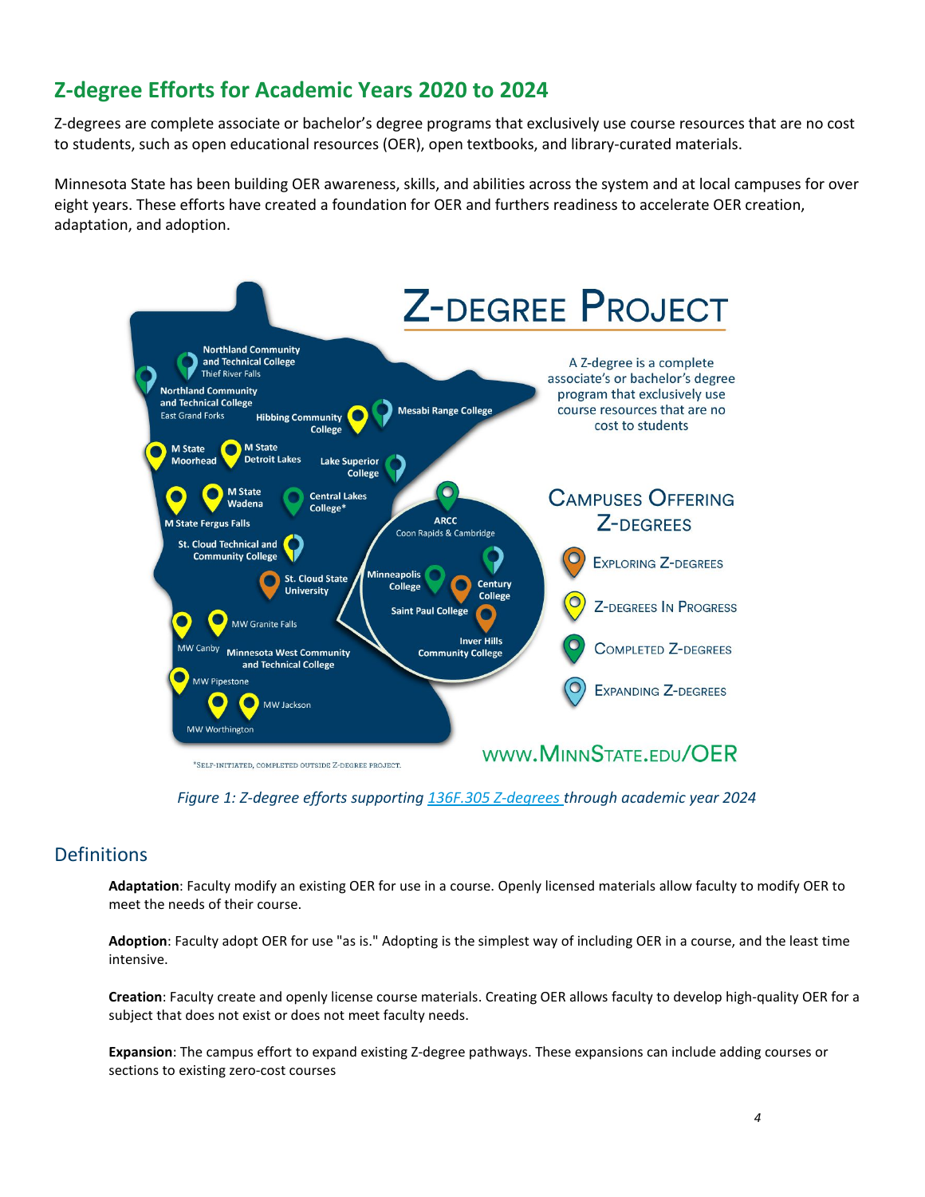## Z-degree Efforts for Academic Years 2020 to 2024

Z-degrees are complete associate or bachelor's degree programs that exclusively use course resources that are no cost to students, such as open educational resources (OER), open textbooks, and library-curated materials.

Minnesota State has been building OER awareness, skills, and abilities across the system and at local campuses for over eight years. These efforts have created a foundation for OER and furthers readiness to accelerate OER creation, adaptation, and adoption.

*Figure 1: Z-degree efforts supporting [136F.305 Z-degrees](#) through academic year 2024*

## Definitions

**Adaptation**: Faculty modify an existing OER for use in a course. Openly licensed materials allow faculty to modify OER to meet the needs of their course.

**Adoption**: Faculty adopt OER for use "as is." Adopting is the simplest way of including OER in a course, and the least time intensive.

**Creation**: Faculty create and openly license course materials. Creating OER allows faculty to develop high-quality OER for a subject that does not exist or does not meet faculty needs.

**Expansion**: The campus effort to expand existing Z-degree pathways. These expansions can include adding courses or sections to existing zero-cost courses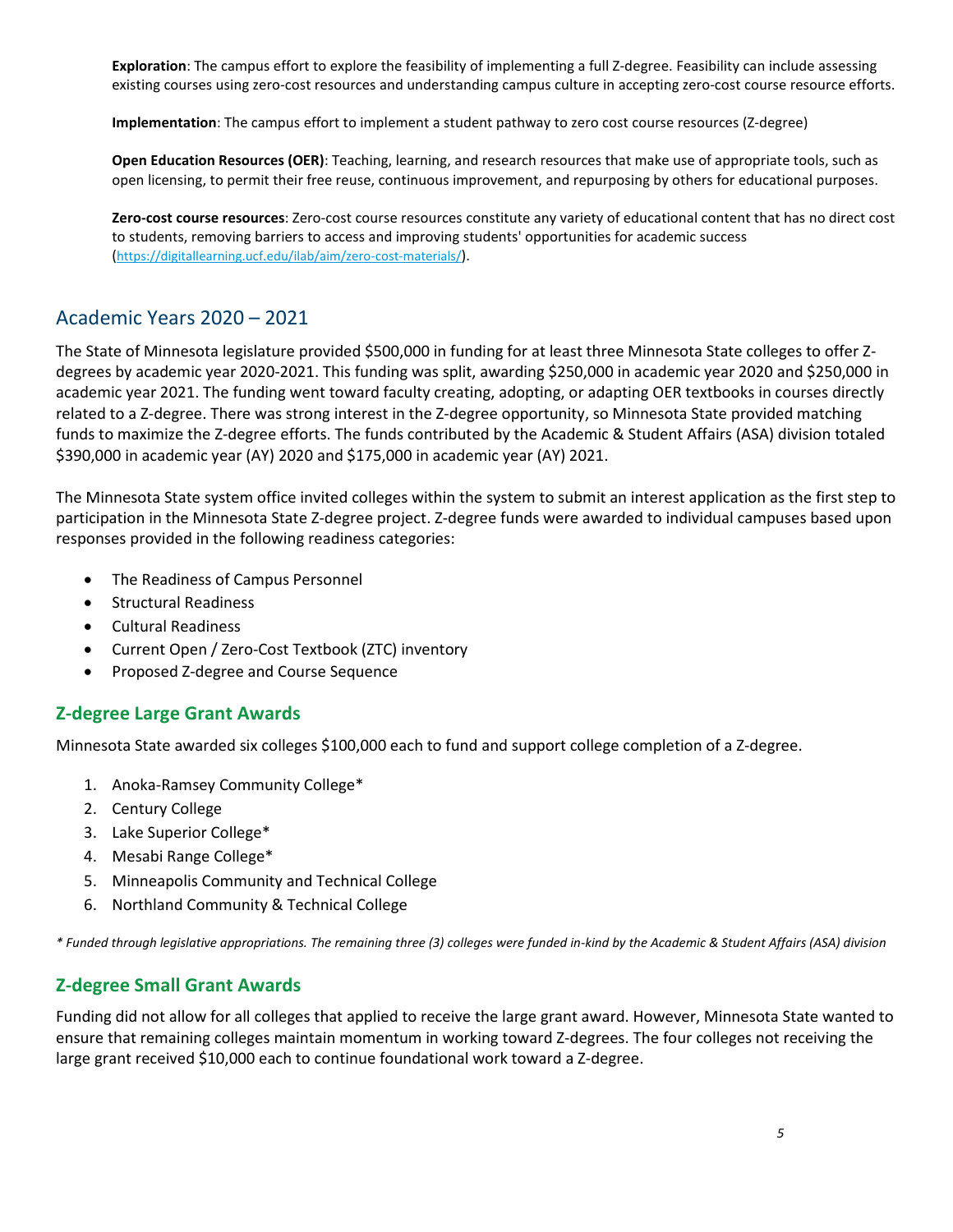**Exploration**: The campus effort to explore the feasibility of implementing a full Z-degree. Feasibility can include assessing existing courses using zero-cost resources and understanding campus culture in accepting zero-cost course resource efforts.

**Implementation**: The campus effort to implement a student pathway to zero cost course resources (Z-degree)

**Open Education Resources (OER)**: Teaching, learning, and research resources that make use of appropriate tools, such as open licensing, to permit their free reuse, continuous improvement, and repurposing by others for educational purposes.

**Zero-cost course resources**: Zero-cost course resources constitute any variety of educational content that has no direct cost to students, removing barriers to access and improving students' opportunities for academic success (https://digitallearning.ucf.edu/ilab/aim/zero-cost-materials/).

## Academic Years 2020 – 2021

The State of Minnesota legislature provided $500,000 in funding for at least three Minnesota State colleges to offer Z-degrees by academic year 2020-2021. This funding was split, awarding $250,000 in academic year 2020 and $250,000 in academic year 2021. The funding went toward faculty creating, adopting, or adapting OER textbooks in courses directly related to a Z-degree. There was strong interest in the Z-degree opportunity, so Minnesota State provided matching funds to maximize the Z-degree efforts. The funds contributed by the Academic & Student Affairs (ASA) division totaled $390,000 in academic year (AY) 2020 and $175,000 in academic year (AY) 2021.

The Minnesota State system office invited colleges within the system to submit an interest application as the first step to participation in the Minnesota State Z-degree project. Z-degree funds were awarded to individual campuses based upon responses provided in the following readiness categories:

- The Readiness of Campus Personnel
- Structural Readiness
- Cultural Readiness
- Current Open / Zero-Cost Textbook (ZTC) inventory
- Proposed Z-degree and Course Sequence

### Z-degree Large Grant Awards

Minnesota State awarded six colleges $100,000 each to fund and support college completion of a Z-degree.

1. Anoka-Ramsey Community College*
2. Century College
3. Lake Superior College*
4. Mesabi Range College*
5. Minneapolis Community and Technical College
6. Northland Community & Technical College

*\* Funded through legislative appropriations. The remaining three (3) colleges were funded in-kind by the Academic & Student Affairs (ASA) division*

### Z-degree Small Grant Awards

Funding did not allow for all colleges that applied to receive the large grant award. However, Minnesota State wanted to ensure that remaining colleges maintain momentum in working toward Z-degrees. The four colleges not receiving the large grant received $10,000 each to continue foundational work toward a Z-degree.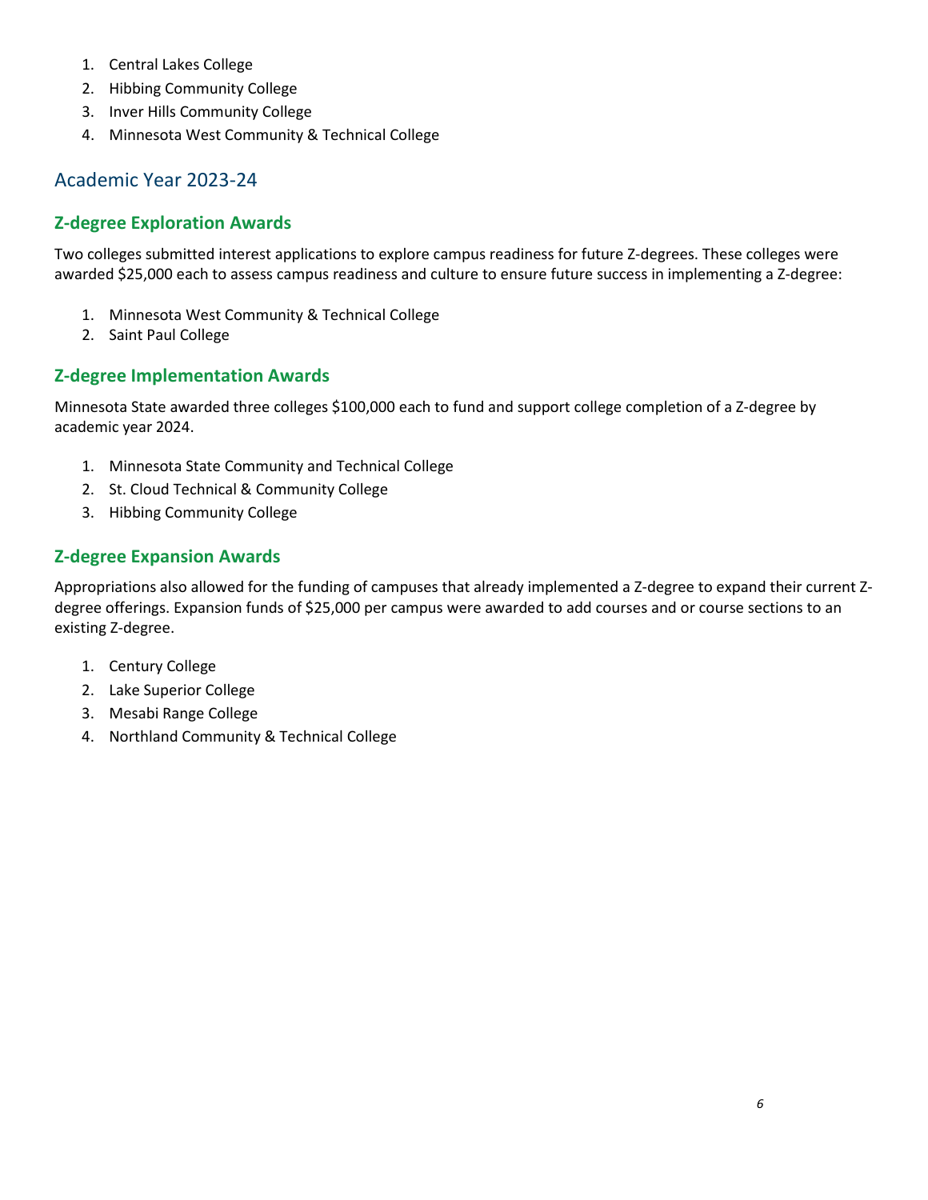1. Central Lakes College
2. Hibbing Community College
3. Inver Hills Community College
4. Minnesota West Community & Technical College

## Academic Year 2023-24

### Z-degree Exploration Awards

Two colleges submitted interest applications to explore campus readiness for future Z-degrees. These colleges were awarded $25,000 each to assess campus readiness and culture to ensure future success in implementing a Z-degree:

1. Minnesota West Community & Technical College
2. Saint Paul College

### Z-degree Implementation Awards

Minnesota State awarded three colleges $100,000 each to fund and support college completion of a Z-degree by academic year 2024.

1. Minnesota State Community and Technical College
2. St. Cloud Technical & Community College
3. Hibbing Community College

### Z-degree Expansion Awards

Appropriations also allowed for the funding of campuses that already implemented a Z-degree to expand their current Z-degree offerings. Expansion funds of $25,000 per campus were awarded to add courses and or course sections to an existing Z-degree.

1. Century College
2. Lake Superior College
3. Mesabi Range College
4. Northland Community & Technical College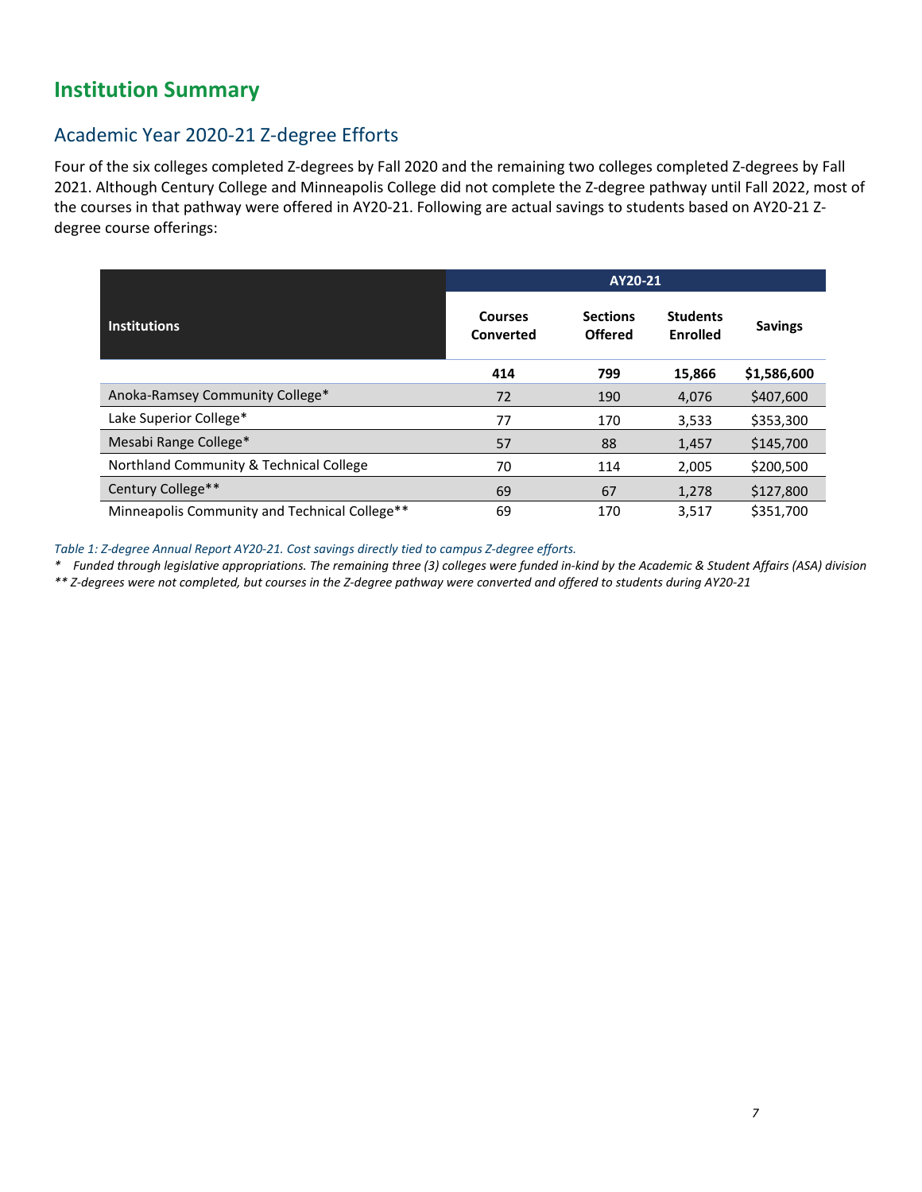## Institution Summary

### Academic Year 2020-21 Z-degree Efforts

Four of the six colleges completed Z-degrees by Fall 2020 and the remaining two colleges completed Z-degrees by Fall 2021. Although Century College and Minneapolis College did not complete the Z-degree pathway until Fall 2022, most of the courses in that pathway were offered in AY20-21. Following are actual savings to students based on AY20-21 Z-degree course offerings:

| Institutions | AY20-21 | | | |
|---|---|---|---|---|
| | Courses Converted | Sections Offered | Students Enrolled | Savings |
| | **414** | **799** | **15,866** | **$1,586,600** |
| Anoka-Ramsey Community College* | 72 | 190 | 4,076 | $407,600 |
| Lake Superior College* | 77 | 170 | 3,533 | $353,300 |
| Mesabi Range College* | 57 | 88 | 1,457 | $145,700 |
| Northland Community & Technical College | 70 | 114 | 2,005 | $200,500 |
| Century College** | 69 | 67 | 1,278 | $127,800 |
| Minneapolis Community and Technical College** | 69 | 170 | 3,517 | $351,700 |

*Table 1: Z-degree Annual Report AY20-21. Cost savings directly tied to campus Z-degree efforts.*

*\* Funded through legislative appropriations. The remaining three (3) colleges were funded in-kind by the Academic & Student Affairs (ASA) division*

*\*\* Z-degrees were not completed, but courses in the Z-degree pathway were converted and offered to students during AY20-21*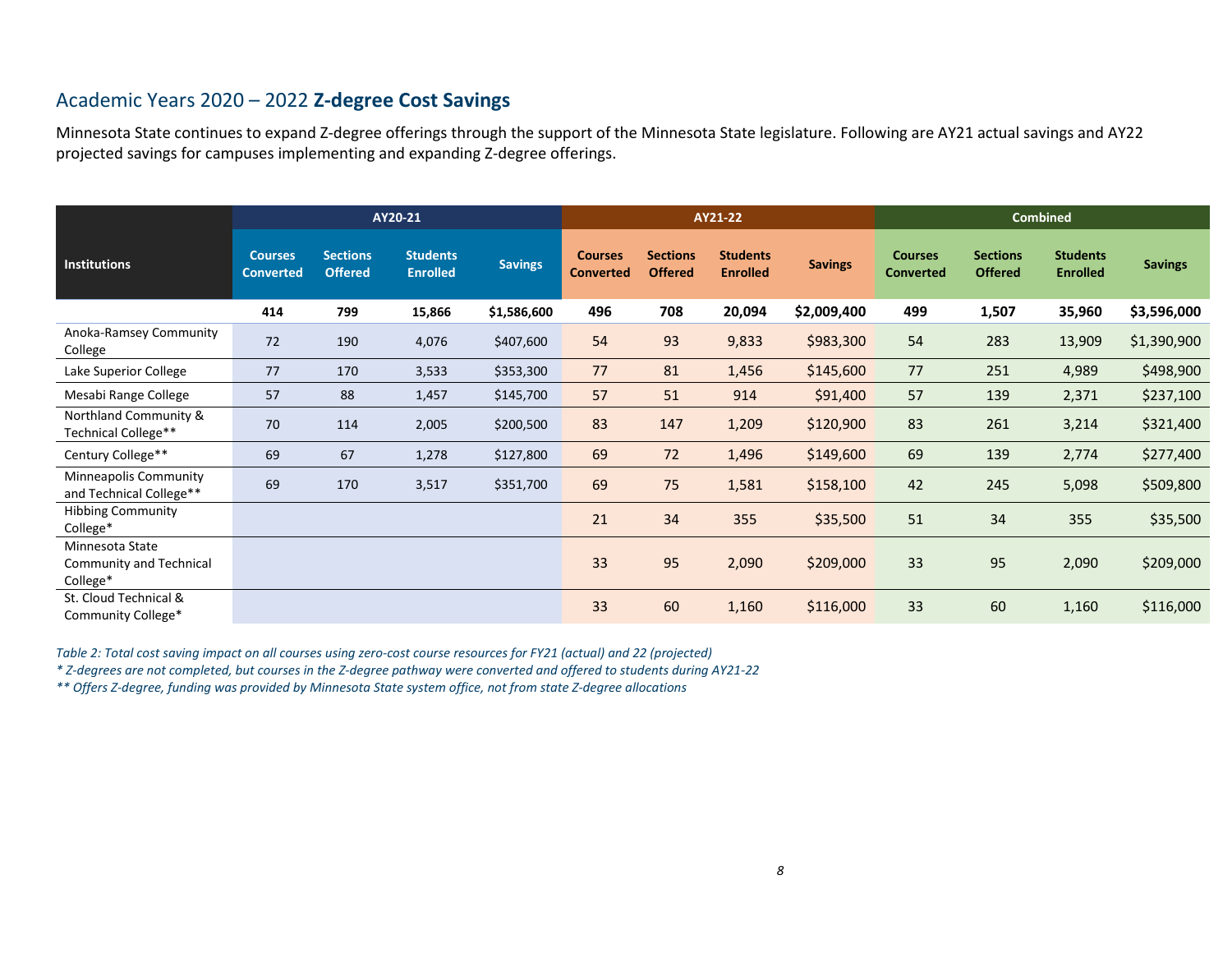## Academic Years 2020 – 2022 **Z-degree Cost Savings**

Minnesota State continues to expand Z-degree offerings through the support of the Minnesota State legislature. Following are AY21 actual savings and AY22 projected savings for campuses implementing and expanding Z-degree offerings.

| Institutions | AY20-21 | | | | AY21-22 | | | | Combined | | | |
|---|---|---|---|---|---|---|---|---|---|---|---|---|
| | Courses Converted | Sections Offered | Students Enrolled | Savings | Courses Converted | Sections Offered | Students Enrolled | Savings | Courses Converted | Sections Offered | Students Enrolled | Savings |
| | **414** | **799** | **15,866** | **$1,586,600** | **496** | **708** | **20,094** | **$2,009,400** | **499** | **1,507** | **35,960** | **$3,596,000** |
| Anoka-Ramsey Community College | 72 | 190 | 4,076 | $407,600 | 54 | 93 | 9,833 | $983,300 | 54 | 283 | 13,909 | $1,390,900 |
| Lake Superior College | 77 | 170 | 3,533 | $353,300 | 77 | 81 | 1,456 | $145,600 | 77 | 251 | 4,989 | $498,900 |
| Mesabi Range College | 57 | 88 | 1,457 | $145,700 | 57 | 51 | 914 | $91,400 | 57 | 139 | 2,371 | $237,100 |
| Northland Community & Technical College** | 70 | 114 | 2,005 | $200,500 | 83 | 147 | 1,209 | $120,900 | 83 | 261 | 3,214 | $321,400 |
| Century College** | 69 | 67 | 1,278 | $127,800 | 69 | 72 | 1,496 | $149,600 | 69 | 139 | 2,774 | $277,400 |
| Minneapolis Community and Technical College** | 69 | 170 | 3,517 | $351,700 | 69 | 75 | 1,581 | $158,100 | 42 | 245 | 5,098 | $509,800 |
| Hibbing Community College* | | | | | 21 | 34 | 355 | $35,500 | 51 | 34 | 355 | $35,500 |
| Minnesota State Community and Technical College* | | | | | 33 | 95 | 2,090 | $209,000 | 33 | 95 | 2,090 | $209,000 |
| St. Cloud Technical & Community College* | | | | | 33 | 60 | 1,160 | $116,000 | 33 | 60 | 1,160 | $116,000 |

*Table 2: Total cost saving impact on all courses using zero-cost course resources for FY21 (actual) and 22 (projected)*

*\* Z-degrees are not completed, but courses in the Z-degree pathway were converted and offered to students during AY21-22*

*\*\* Offers Z-degree, funding was provided by Minnesota State system office, not from state Z-degree allocations*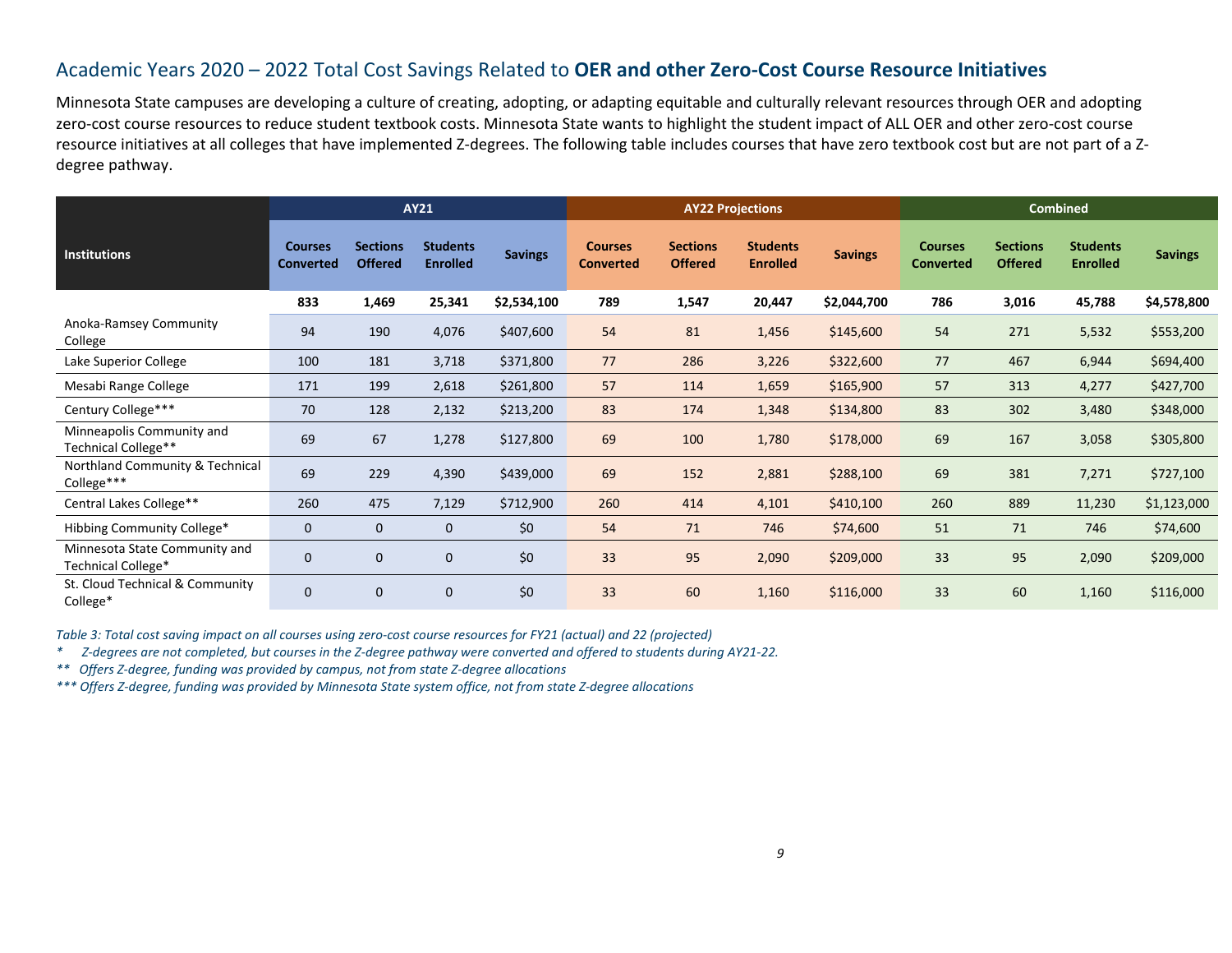## Academic Years 2020 – 2022 Total Cost Savings Related to **OER and other Zero-Cost Course Resource Initiatives**

Minnesota State campuses are developing a culture of creating, adopting, or adapting equitable and culturally relevant resources through OER and adopting zero-cost course resources to reduce student textbook costs. Minnesota State wants to highlight the student impact of ALL OER and other zero-cost course resource initiatives at all colleges that have implemented Z-degrees. The following table includes courses that have zero textbook cost but are not part of a Z-degree pathway.

| Institutions | AY21 | | | | AY22 Projections | | | | Combined | | | |
|---|---|---|---|---|---|---|---|---|---|---|---|---|
| | Courses Converted | Sections Offered | Students Enrolled | Savings | Courses Converted | Sections Offered | Students Enrolled | Savings | Courses Converted | Sections Offered | Students Enrolled | Savings |
| | **833** | **1,469** | **25,341** | **$2,534,100** | **789** | **1,547** | **20,447** | **$2,044,700** | **786** | **3,016** | **45,788** | **$4,578,800** |
| Anoka-Ramsey Community College | 94 | 190 | 4,076 | $407,600 | 54 | 81 | 1,456 | $145,600 | 54 | 271 | 5,532 | $553,200 |
| Lake Superior College | 100 | 181 | 3,718 | $371,800 | 77 | 286 | 3,226 | $322,600 | 77 | 467 | 6,944 | $694,400 |
| Mesabi Range College | 171 | 199 | 2,618 | $261,800 | 57 | 114 | 1,659 | $165,900 | 57 | 313 | 4,277 | $427,700 |
| Century College*** | 70 | 128 | 2,132 | $213,200 | 83 | 174 | 1,348 | $134,800 | 83 | 302 | 3,480 | $348,000 |
| Minneapolis Community and Technical College** | 69 | 67 | 1,278 | $127,800 | 69 | 100 | 1,780 | $178,000 | 69 | 167 | 3,058 | $305,800 |
| Northland Community & Technical College*** | 69 | 229 | 4,390 | $439,000 | 69 | 152 | 2,881 | $288,100 | 69 | 381 | 7,271 | $727,100 |
| Central Lakes College** | 260 | 475 | 7,129 | $712,900 | 260 | 414 | 4,101 | $410,100 | 260 | 889 | 11,230 | $1,123,000 |
| Hibbing Community College* | 0 | 0 | 0 | $0 | 54 | 71 | 746 | $74,600 | 51 | 71 | 746 | $74,600 |
| Minnesota State Community and Technical College* | 0 | 0 | 0 | $0 | 33 | 95 | 2,090 | $209,000 | 33 | 95 | 2,090 | $209,000 |
| St. Cloud Technical & Community College* | 0 | 0 | 0 | $0 | 33 | 60 | 1,160 | $116,000 | 33 | 60 | 1,160 | $116,000 |

*Table 3: Total cost saving impact on all courses using zero-cost course resources for FY21 (actual) and 22 (projected)*

*\* Z-degrees are not completed, but courses in the Z-degree pathway were converted and offered to students during AY21-22.*

*\*\* Offers Z-degree, funding was provided by campus, not from state Z-degree allocations*

*\*\*\* Offers Z-degree, funding was provided by Minnesota State system office, not from state Z-degree allocations*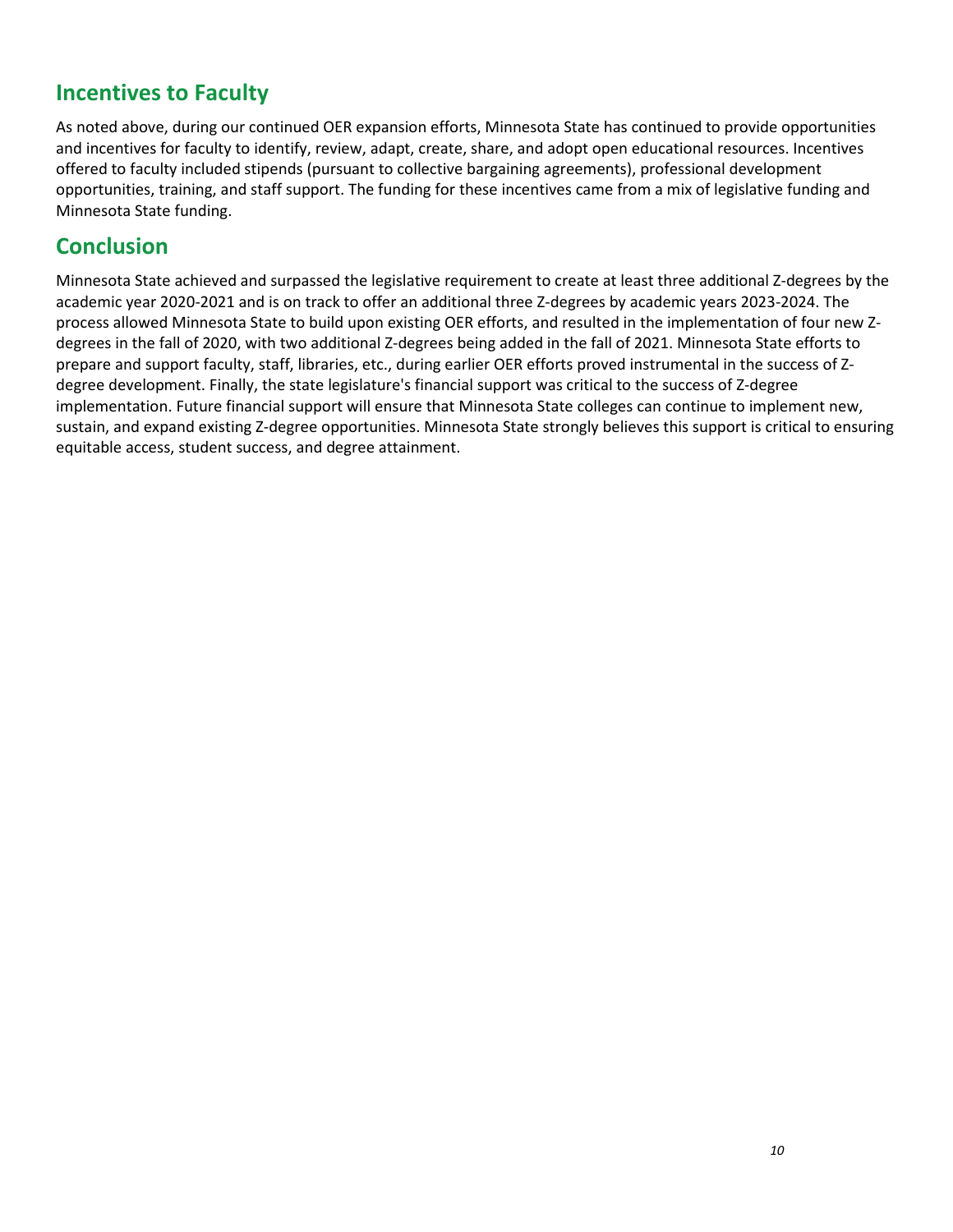## Incentives to Faculty

As noted above, during our continued OER expansion efforts, Minnesota State has continued to provide opportunities and incentives for faculty to identify, review, adapt, create, share, and adopt open educational resources. Incentives offered to faculty included stipends (pursuant to collective bargaining agreements), professional development opportunities, training, and staff support. The funding for these incentives came from a mix of legislative funding and Minnesota State funding.

## Conclusion

Minnesota State achieved and surpassed the legislative requirement to create at least three additional Z-degrees by the academic year 2020-2021 and is on track to offer an additional three Z-degrees by academic years 2023-2024. The process allowed Minnesota State to build upon existing OER efforts, and resulted in the implementation of four new Z-degrees in the fall of 2020, with two additional Z-degrees being added in the fall of 2021. Minnesota State efforts to prepare and support faculty, staff, libraries, etc., during earlier OER efforts proved instrumental in the success of Z-degree development. Finally, the state legislature's financial support was critical to the success of Z-degree implementation. Future financial support will ensure that Minnesota State colleges can continue to implement new, sustain, and expand existing Z-degree opportunities. Minnesota State strongly believes this support is critical to ensuring equitable access, student success, and degree attainment.